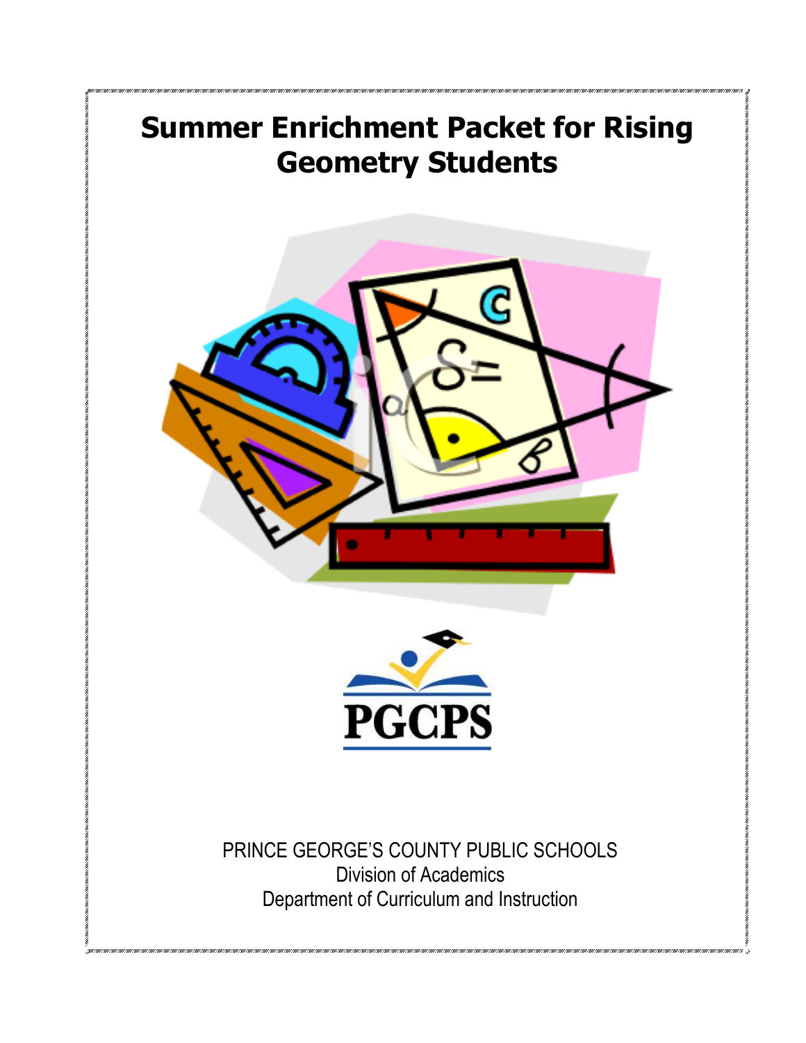# Summer Enrichment Packet for Rising Geometry Students

PGCPS

PRINCE GEORGE'S COUNTY PUBLIC SCHOOLS
Division of Academics
Department of Curriculum and Instruction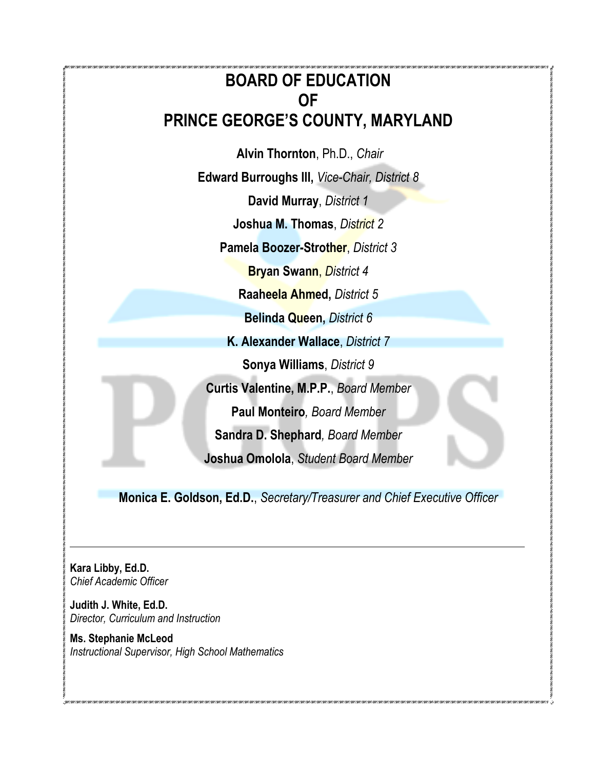# BOARD OF EDUCATION OF PRINCE GEORGE'S COUNTY, MARYLAND

**Alvin Thornton**, Ph.D., *Chair*

**Edward Burroughs III,** *Vice-Chair, District 8*

**David Murray**, *District 1*

**Joshua M. Thomas**, *District 2*

**Pamela Boozer-Strother**, *District 3*

**Bryan Swann**, *District 4*

**Raaheela Ahmed,** *District 5*

**Belinda Queen,** *District 6*

**K. Alexander Wallace**, *District 7*

**Sonya Williams**, *District 9*

**Curtis Valentine, M.P.P.**, *Board Member*

**Paul Monteiro***, Board Member*

**Sandra D. Shephard***, Board Member*

**Joshua Omolola**, *Student Board Member*

**Monica E. Goldson, Ed.D.**, *Secretary/Treasurer and Chief Executive Officer*

---

**Kara Libby, Ed.D.**
*Chief Academic Officer*

**Judith J. White, Ed.D.**
*Director, Curriculum and Instruction*

**Ms. Stephanie McLeod**
*Instructional Supervisor, High School Mathematics*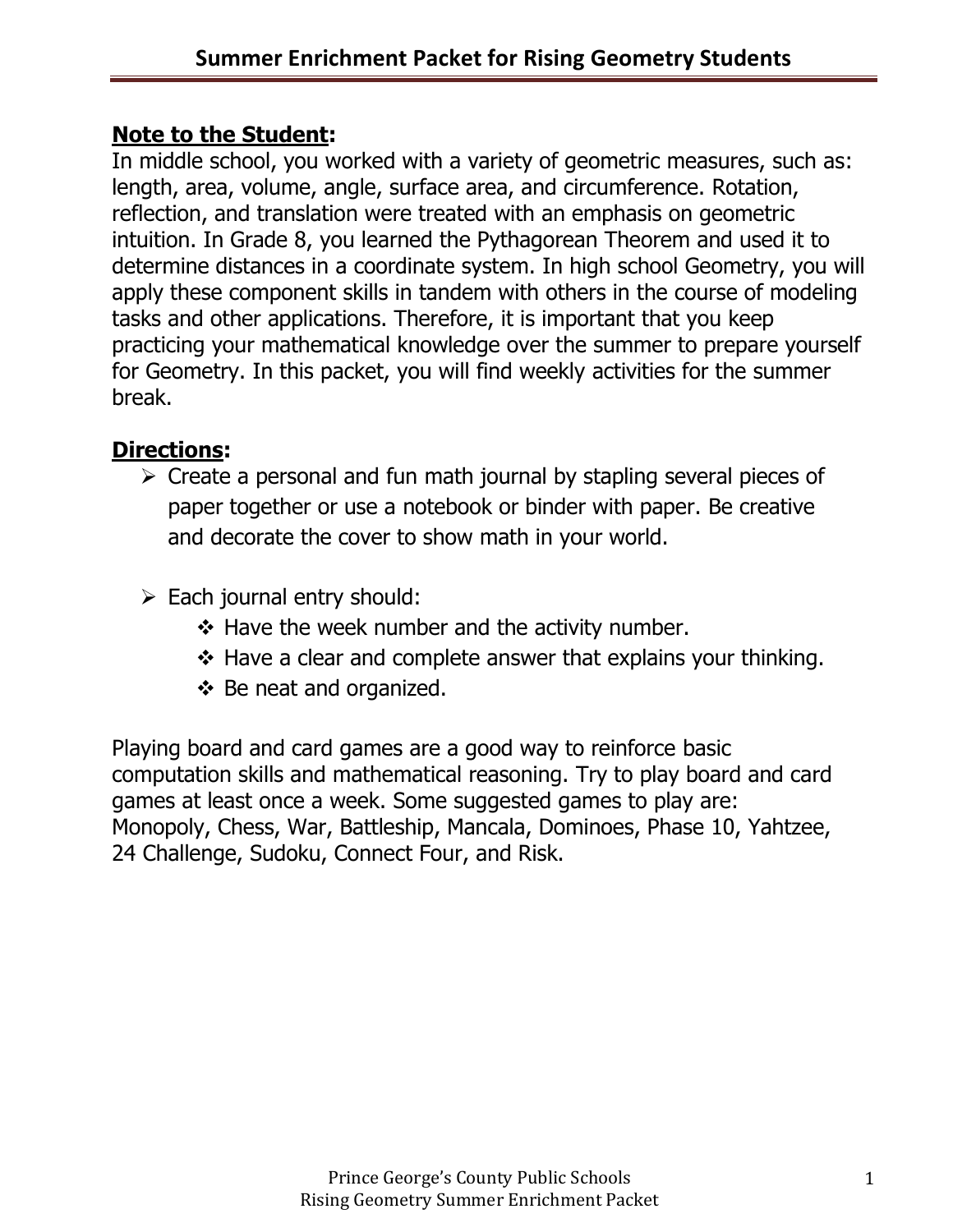## Note to the Student:

In middle school, you worked with a variety of geometric measures, such as: length, area, volume, angle, surface area, and circumference. Rotation, reflection, and translation were treated with an emphasis on geometric intuition. In Grade 8, you learned the Pythagorean Theorem and used it to determine distances in a coordinate system. In high school Geometry, you will apply these component skills in tandem with others in the course of modeling tasks and other applications. Therefore, it is important that you keep practicing your mathematical knowledge over the summer to prepare yourself for Geometry. In this packet, you will find weekly activities for the summer break.

## Directions:

- Create a personal and fun math journal by stapling several pieces of paper together or use a notebook or binder with paper. Be creative and decorate the cover to show math in your world.

- Each journal entry should:
  - Have the week number and the activity number.
  - Have a clear and complete answer that explains your thinking.
  - Be neat and organized.

Playing board and card games are a good way to reinforce basic computation skills and mathematical reasoning. Try to play board and card games at least once a week. Some suggested games to play are: Monopoly, Chess, War, Battleship, Mancala, Dominoes, Phase 10, Yahtzee, 24 Challenge, Sudoku, Connect Four, and Risk.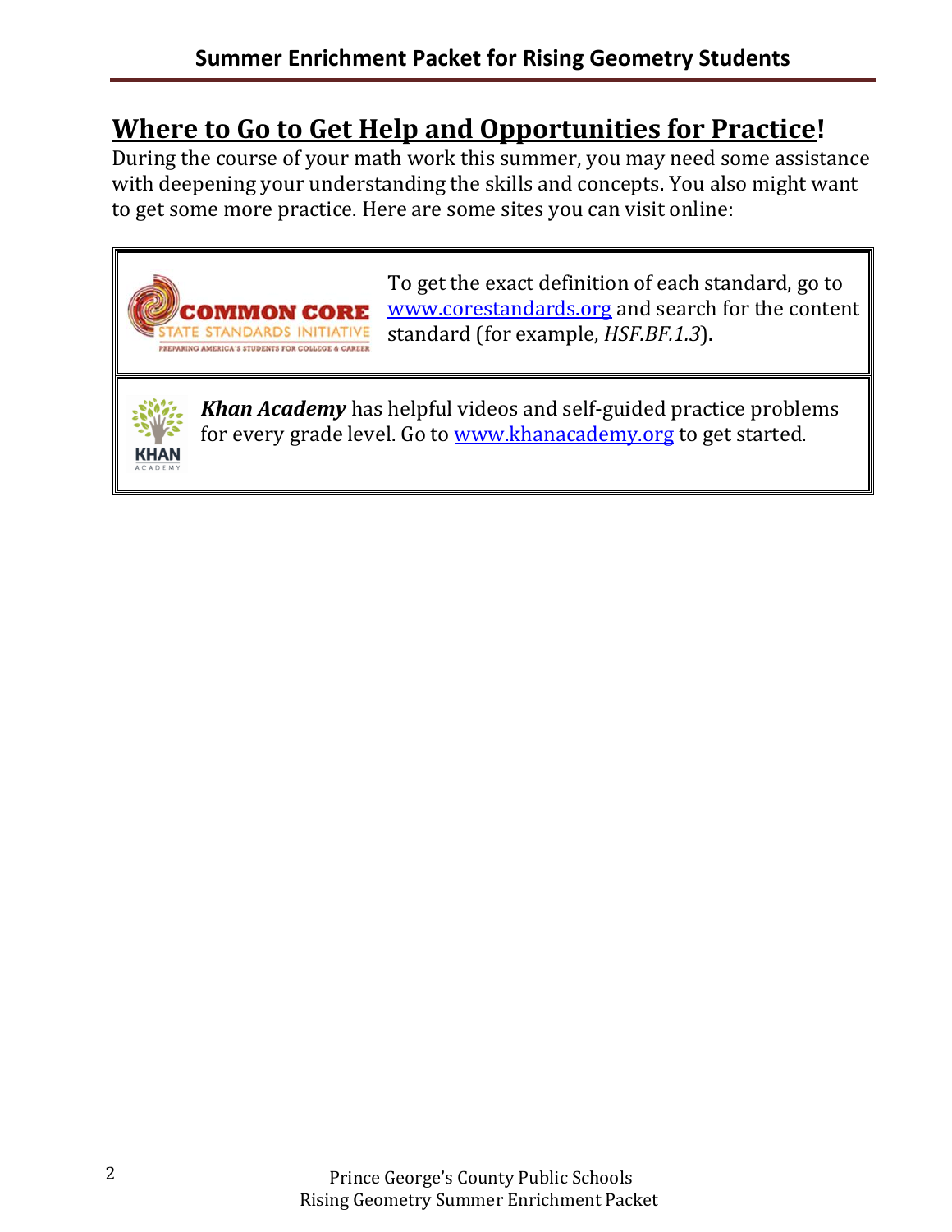## Where to Go to Get Help and Opportunities for Practice!

During the course of your math work this summer, you may need some assistance with deepening your understanding the skills and concepts. You also might want to get some more practice. Here are some sites you can visit online:

To get the exact definition of each standard, go to [www.corestandards.org](http://www.corestandards.org) and search for the content standard (for example, *HSF.BF.1.3*).

***Khan Academy*** has helpful videos and self-guided practice problems for every grade level. Go to [www.khanacademy.org](http://www.khanacademy.org) to get started.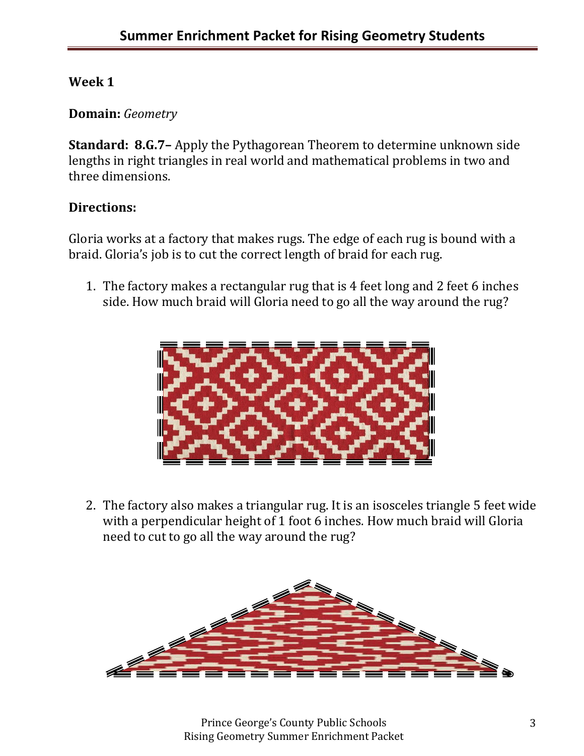**Week 1**

**Domain:** *Geometry*

**Standard: 8.G.7–** Apply the Pythagorean Theorem to determine unknown side lengths in right triangles in real world and mathematical problems in two and three dimensions.

**Directions:**

Gloria works at a factory that makes rugs. The edge of each rug is bound with a braid. Gloria's job is to cut the correct length of braid for each rug.

1. The factory makes a rectangular rug that is 4 feet long and 2 feet 6 inches side. How much braid will Gloria need to go all the way around the rug?

2. The factory also makes a triangular rug. It is an isosceles triangle 5 feet wide with a perpendicular height of 1 foot 6 inches. How much braid will Gloria need to cut to go all the way around the rug?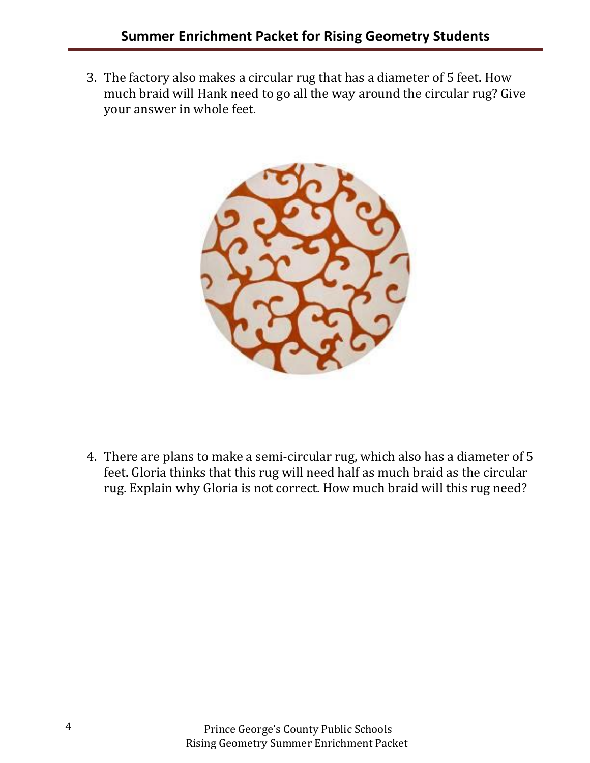3. The factory also makes a circular rug that has a diameter of 5 feet. How much braid will Hank need to go all the way around the circular rug? Give your answer in whole feet.

4. There are plans to make a semi-circular rug, which also has a diameter of 5 feet. Gloria thinks that this rug will need half as much braid as the circular rug. Explain why Gloria is not correct. How much braid will this rug need?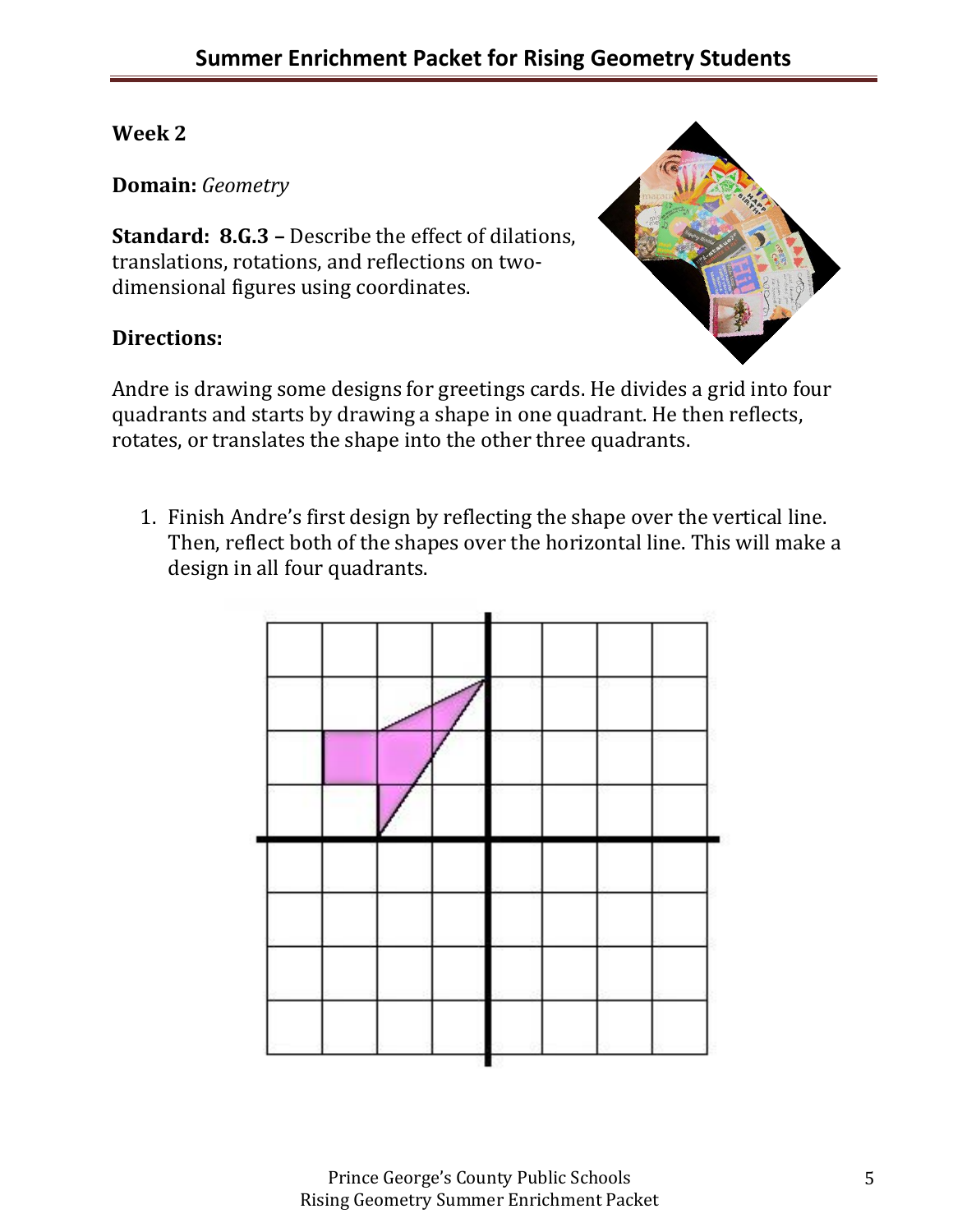**Week 2**

**Domain:** *Geometry*

**Standard: 8.G.3 –** Describe the effect of dilations, translations, rotations, and reflections on two-dimensional figures using coordinates.

**Directions:**

Andre is drawing some designs for greetings cards. He divides a grid into four quadrants and starts by drawing a shape in one quadrant. He then reflects, rotates, or translates the shape into the other three quadrants.

1. Finish Andre's first design by reflecting the shape over the vertical line. Then, reflect both of the shapes over the horizontal line. This will make a design in all four quadrants.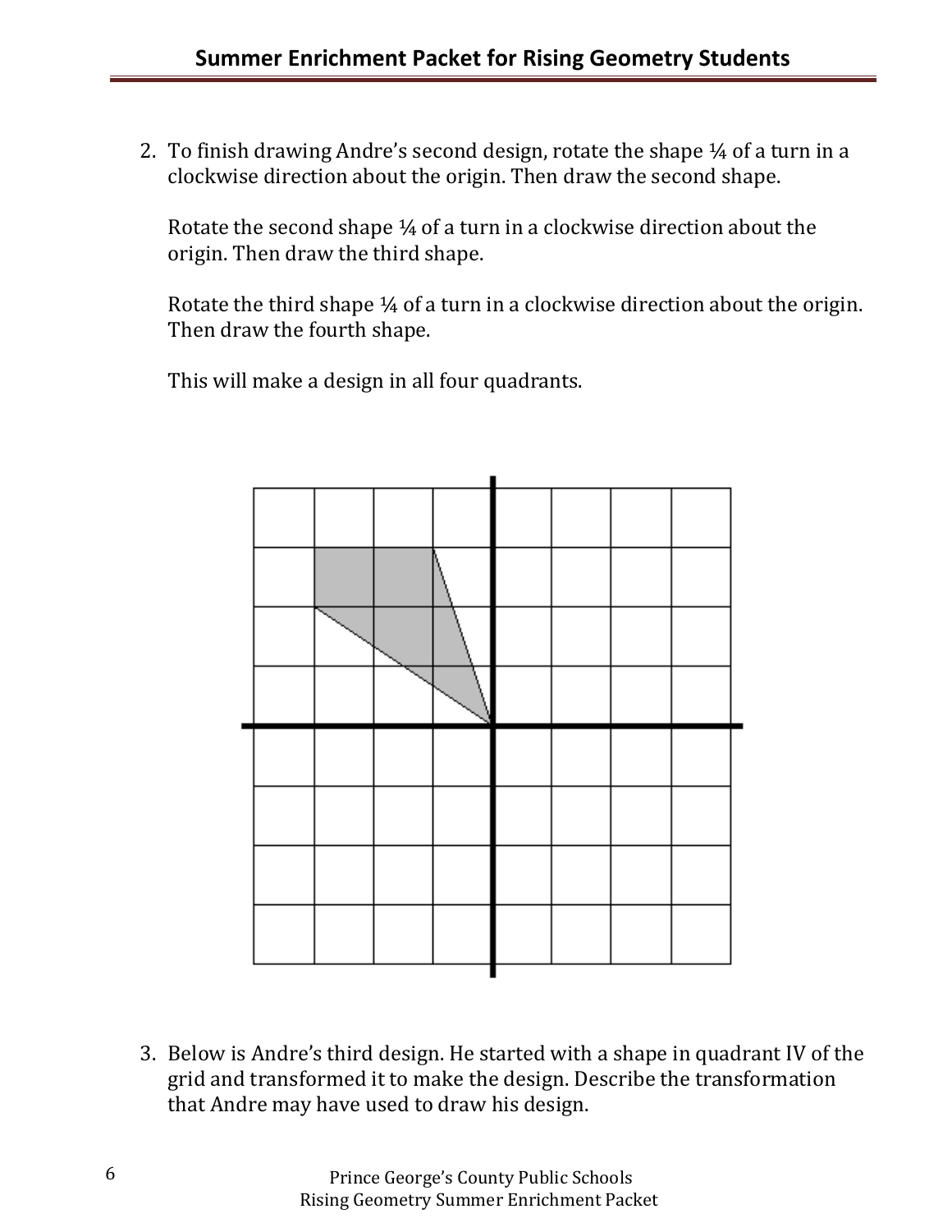2. To finish drawing Andre's second design, rotate the shape ¼ of a turn in a clockwise direction about the origin. Then draw the second shape.

   Rotate the second shape ¼ of a turn in a clockwise direction about the origin. Then draw the third shape.

   Rotate the third shape ¼ of a turn in a clockwise direction about the origin. Then draw the fourth shape.

   This will make a design in all four quadrants.

3. Below is Andre's third design. He started with a shape in quadrant IV of the grid and transformed it to make the design. Describe the transformation that Andre may have used to draw his design.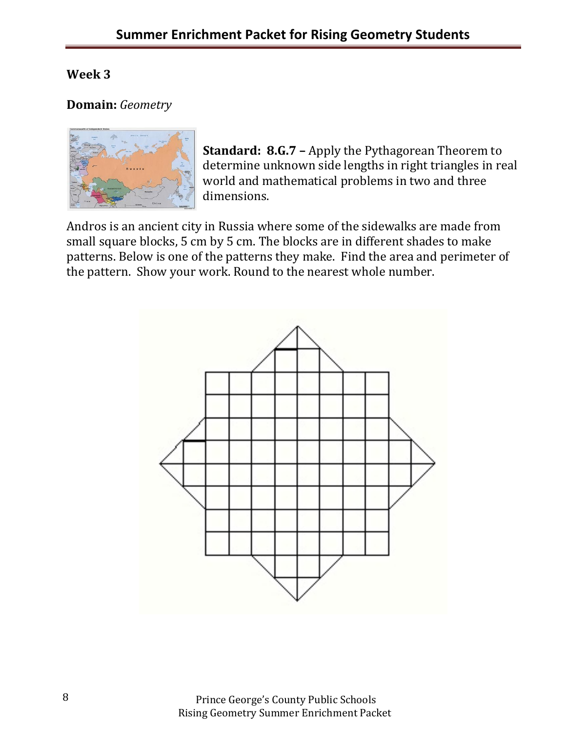## Week 3

**Domain:** *Geometry*

**Standard: 8.G.7 –** Apply the Pythagorean Theorem to determine unknown side lengths in right triangles in real world and mathematical problems in two and three dimensions.

Andros is an ancient city in Russia where some of the sidewalks are made from small square blocks, 5 cm by 5 cm. The blocks are in different shades to make patterns. Below is one of the patterns they make. Find the area and perimeter of the pattern. Show your work. Round to the nearest whole number.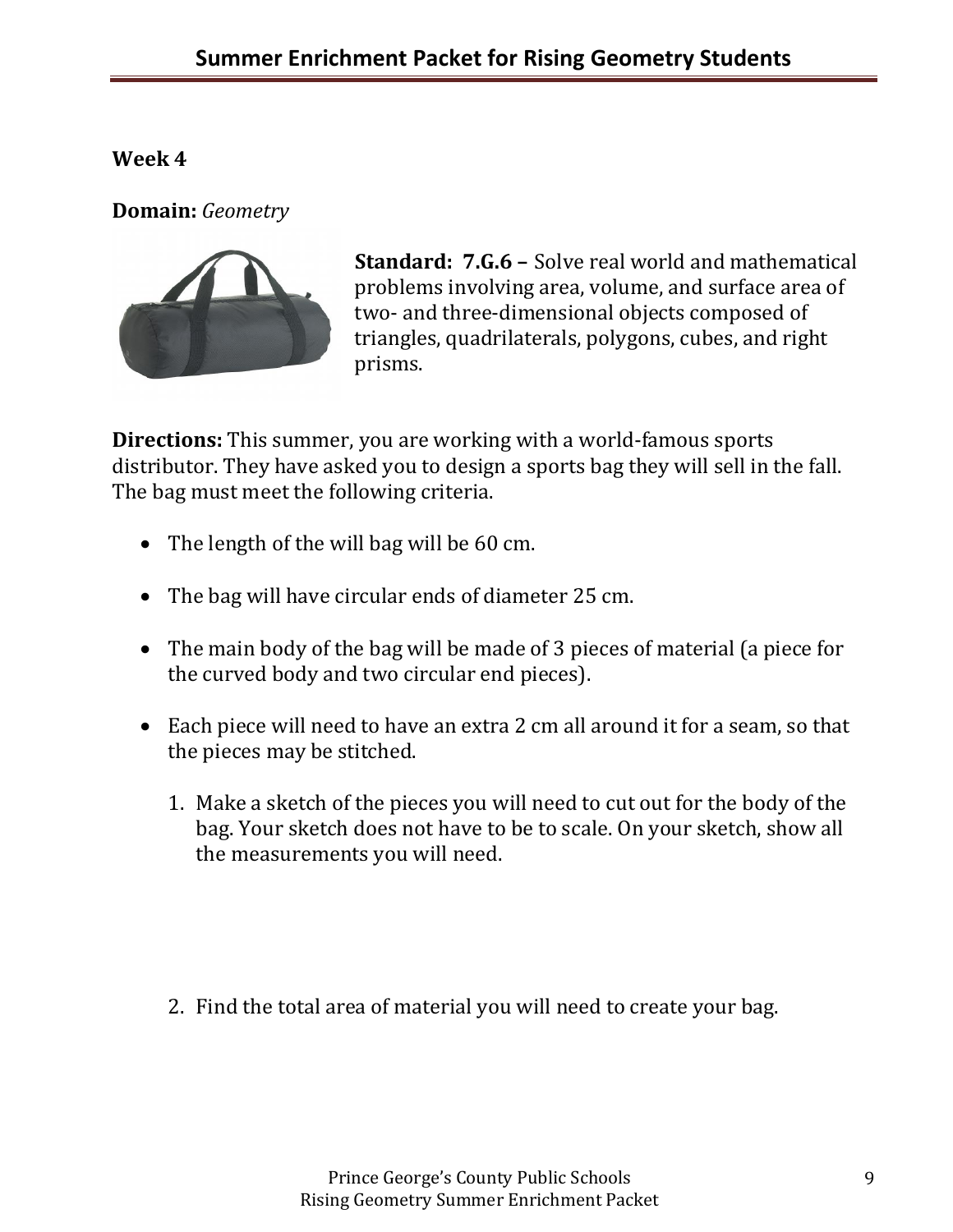**Week 4**

**Domain:** *Geometry*

**Standard: 7.G.6 –** Solve real world and mathematical problems involving area, volume, and surface area of two- and three-dimensional objects composed of triangles, quadrilaterals, polygons, cubes, and right prisms.

**Directions:** This summer, you are working with a world-famous sports distributor. They have asked you to design a sports bag they will sell in the fall. The bag must meet the following criteria.

- The length of the will bag will be 60 cm.
- The bag will have circular ends of diameter 25 cm.
- The main body of the bag will be made of 3 pieces of material (a piece for the curved body and two circular end pieces).
- Each piece will need to have an extra 2 cm all around it for a seam, so that the pieces may be stitched.

1. Make a sketch of the pieces you will need to cut out for the body of the bag. Your sketch does not have to be to scale. On your sketch, show all the measurements you will need.

2. Find the total area of material you will need to create your bag.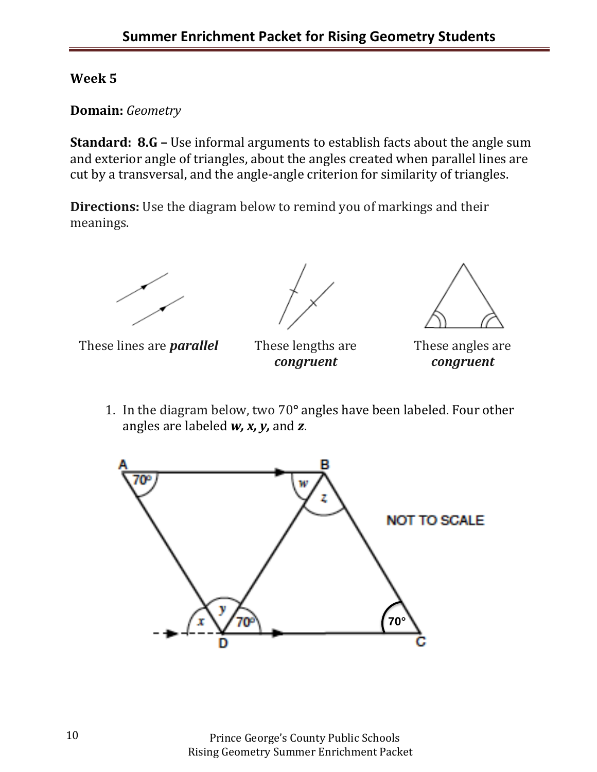**Week 5**

**Domain:** *Geometry*

**Standard: 8.G –** Use informal arguments to establish facts about the angle sum and exterior angle of triangles, about the angles created when parallel lines are cut by a transversal, and the angle-angle criterion for similarity of triangles.

**Directions:** Use the diagram below to remind you of markings and their meanings.

These lines are ***parallel***

These lengths are ***congruent***

These angles are ***congruent***

1. In the diagram below, two 70° angles have been labeled. Four other angles are labeled ***w, x, y,*** and ***z***.

A

B

70°

w

z

NOT TO SCALE

x

y

70°

70°

D

C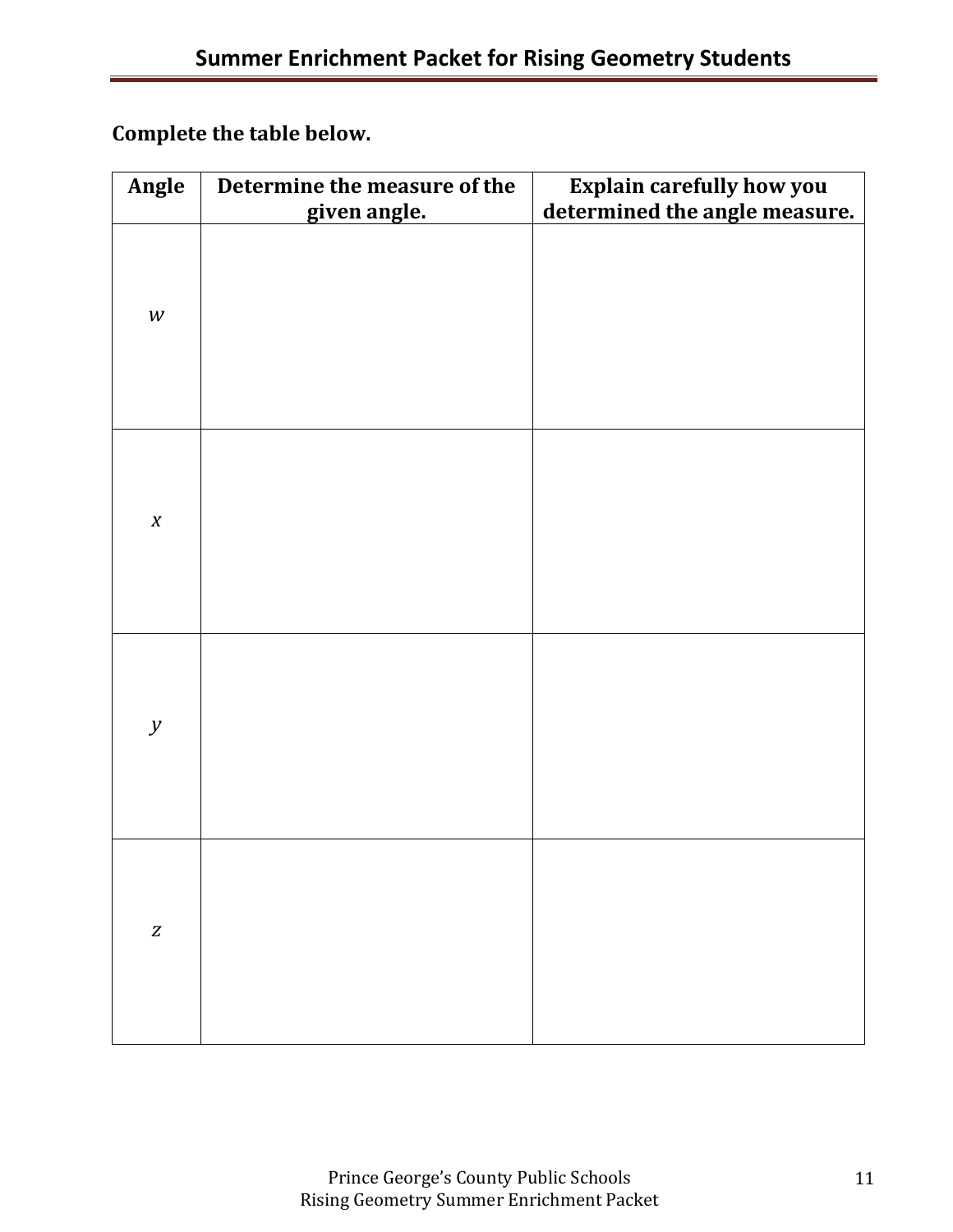**Complete the table below.**

| Angle | Determine the measure of the given angle. | Explain carefully how you determined the angle measure. |
|---|---|---|
| $w$ | | |
| $x$ | | |
| $y$ | | |
| $z$ | | |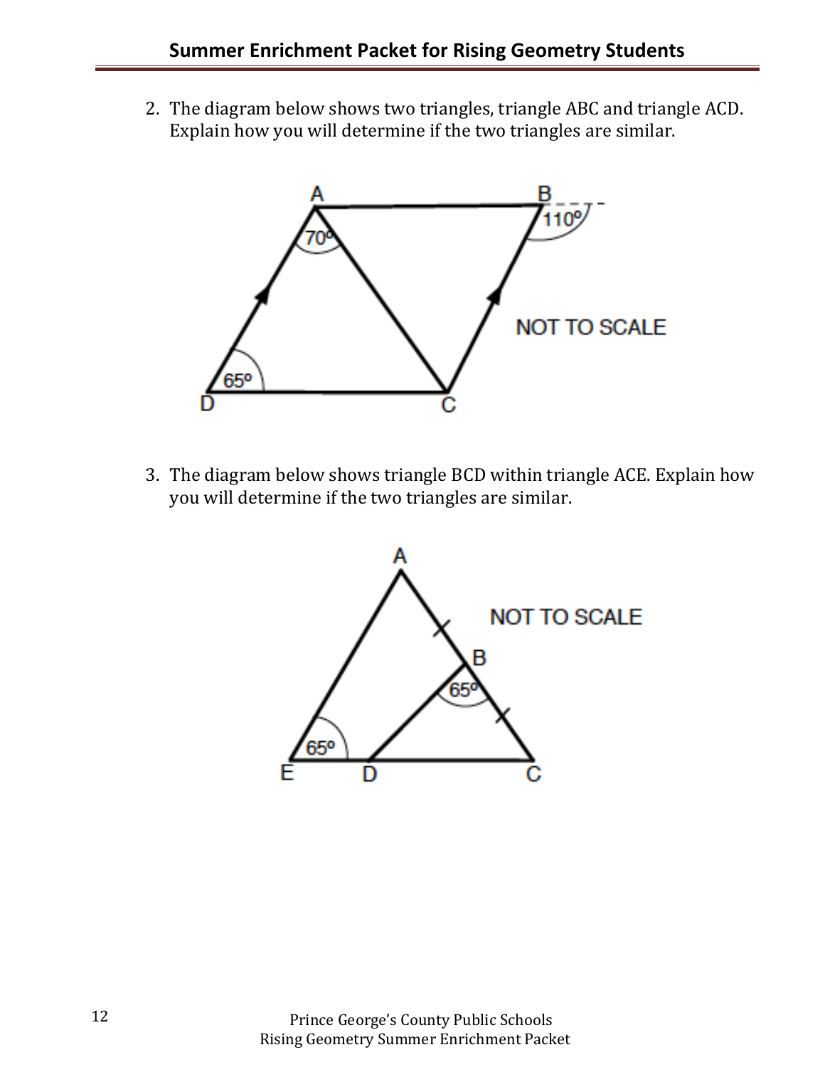2. The diagram below shows two triangles, triangle ABC and triangle ACD. Explain how you will determine if the two triangles are similar.

NOT TO SCALE

3. The diagram below shows triangle BCD within triangle ACE. Explain how you will determine if the two triangles are similar.

NOT TO SCALE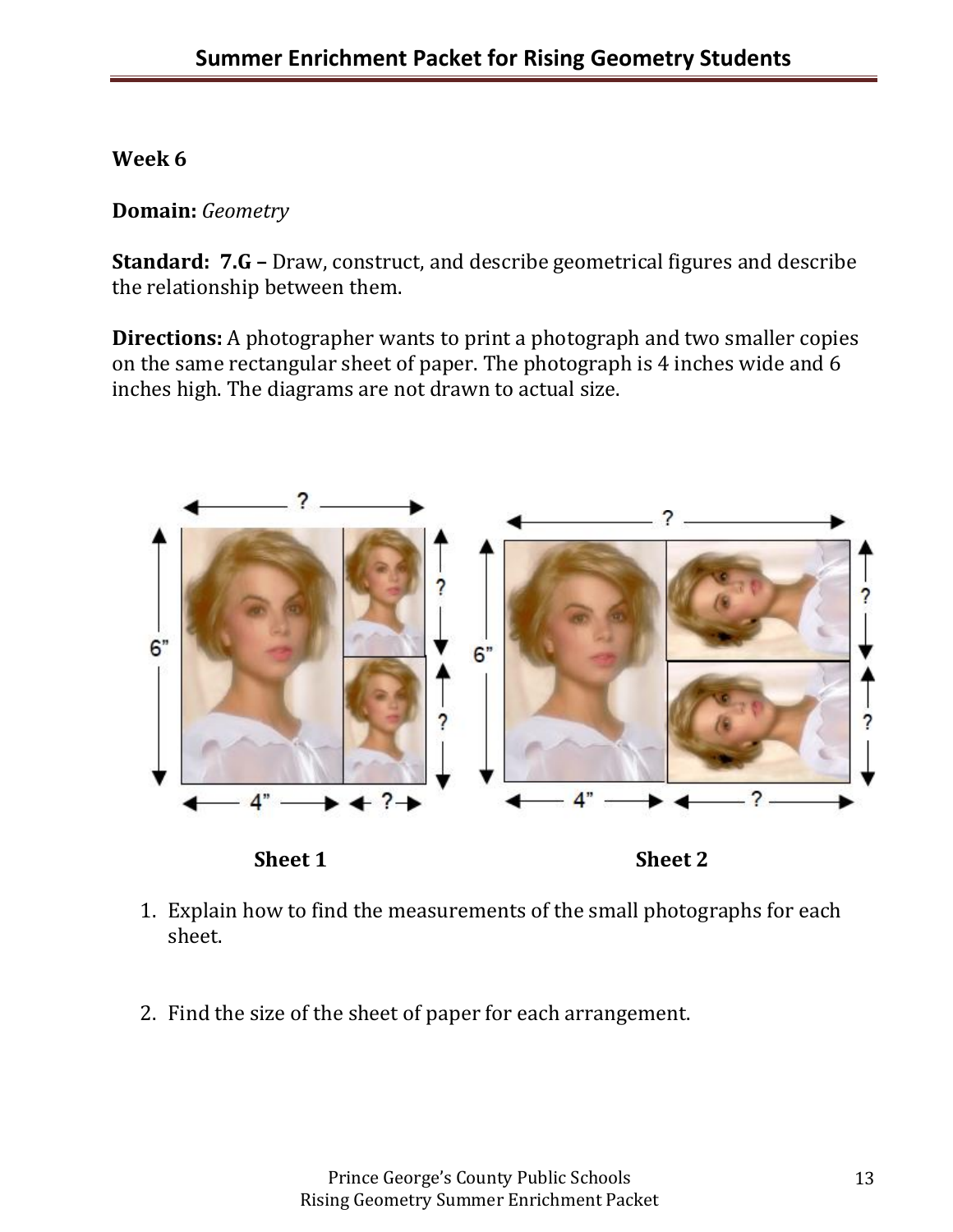**Week 6**

**Domain:** *Geometry*

**Standard: 7.G –** Draw, construct, and describe geometrical figures and describe the relationship between them.

**Directions:** A photographer wants to print a photograph and two smaller copies on the same rectangular sheet of paper. The photograph is 4 inches wide and 6 inches high. The diagrams are not drawn to actual size.

Sheet 1 Sheet 2

1. Explain how to find the measurements of the small photographs for each sheet.

2. Find the size of the sheet of paper for each arrangement.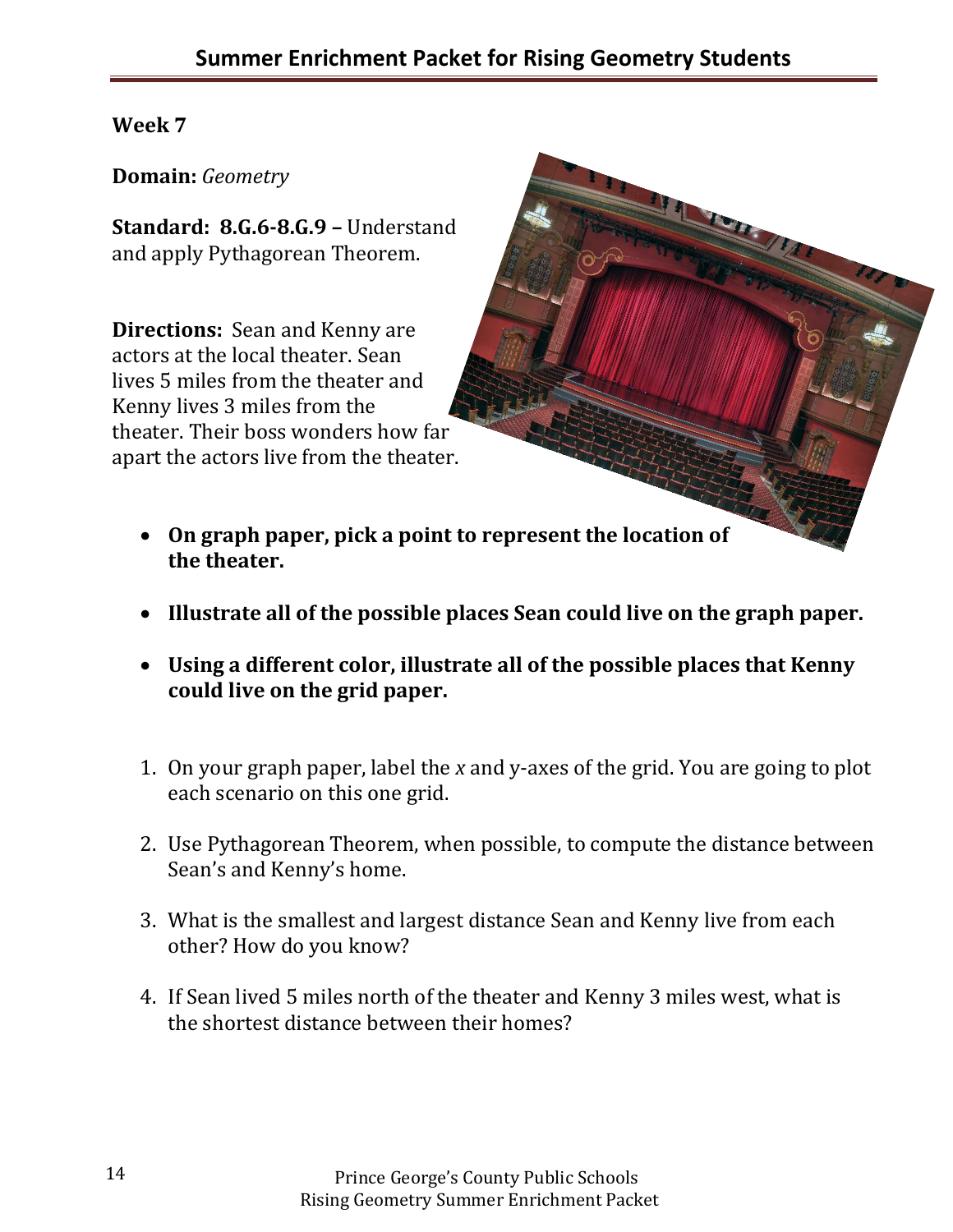**Week 7**

**Domain:** *Geometry*

**Standard: 8.G.6-8.G.9 –** Understand and apply Pythagorean Theorem.

**Directions:** Sean and Kenny are actors at the local theater. Sean lives 5 miles from the theater and Kenny lives 3 miles from the theater. Their boss wonders how far apart the actors live from the theater.

- **On graph paper, pick a point to represent the location of the theater.**
- **Illustrate all of the possible places Sean could live on the graph paper.**
- **Using a different color, illustrate all of the possible places that Kenny could live on the grid paper.**

1. On your graph paper, label the *x* and y-axes of the grid. You are going to plot each scenario on this one grid.
2. Use Pythagorean Theorem, when possible, to compute the distance between Sean's and Kenny's home.
3. What is the smallest and largest distance Sean and Kenny live from each other? How do you know?
4. If Sean lived 5 miles north of the theater and Kenny 3 miles west, what is the shortest distance between their homes?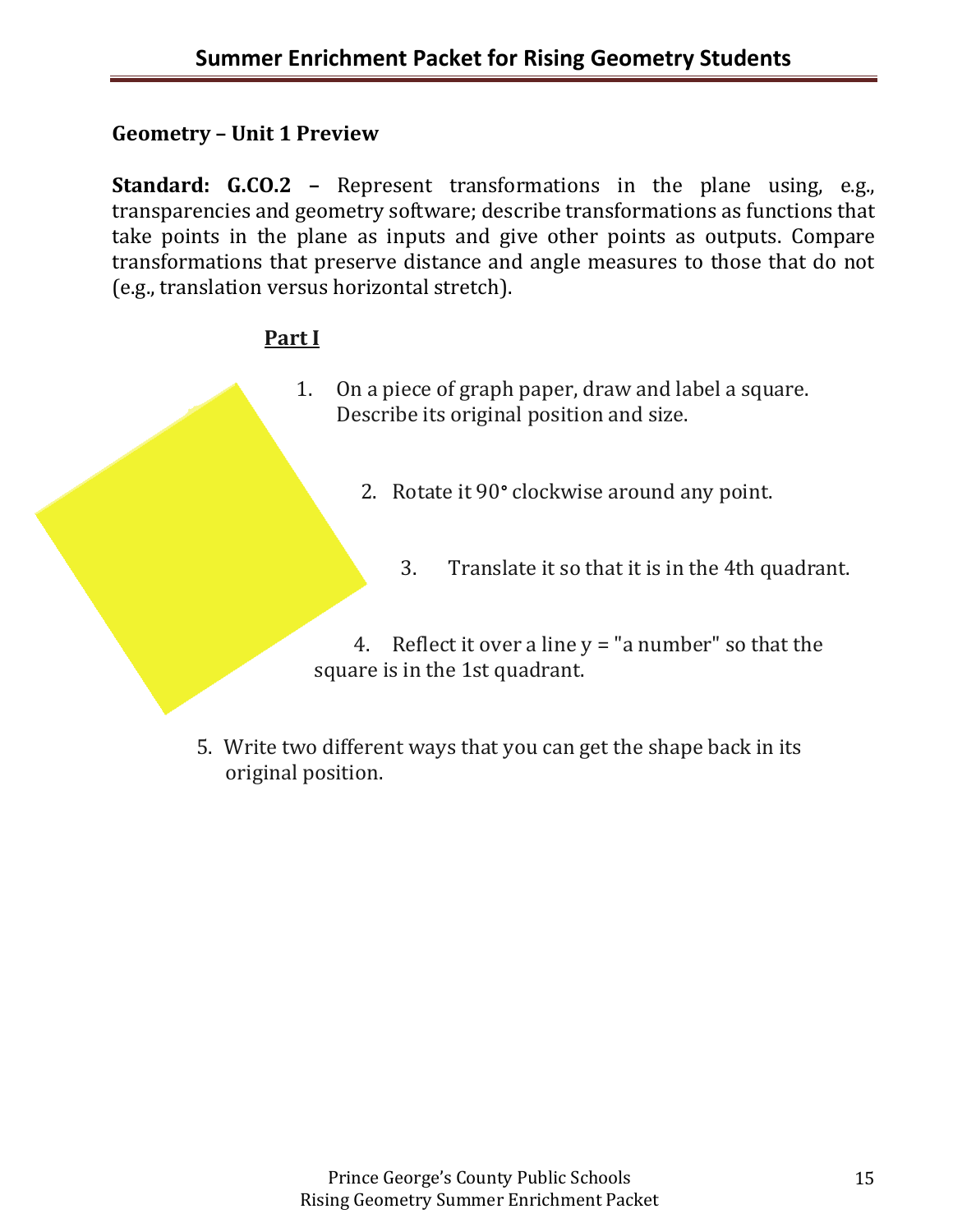## Geometry – Unit 1 Preview

**Standard: G.CO.2 –** Represent transformations in the plane using, e.g., transparencies and geometry software; describe transformations as functions that take points in the plane as inputs and give other points as outputs. Compare transformations that preserve distance and angle measures to those that do not (e.g., translation versus horizontal stretch).

### Part I

1. On a piece of graph paper, draw and label a square. Describe its original position and size.

2. Rotate it 90° clockwise around any point.

3. Translate it so that it is in the 4th quadrant.

4. Reflect it over a line y = "a number" so that the square is in the 1st quadrant.

5. Write two different ways that you can get the shape back in its original position.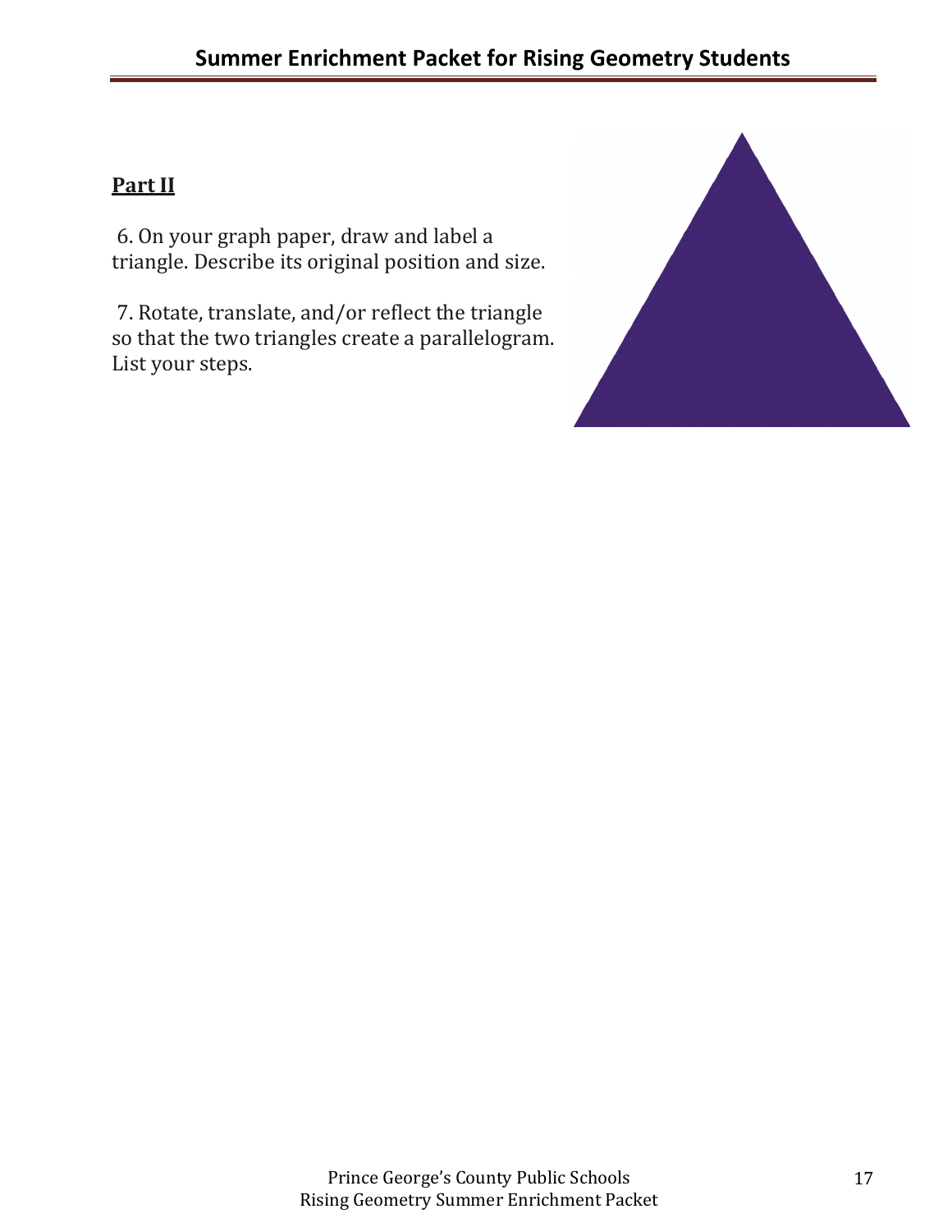## Part II

6. On your graph paper, draw and label a triangle. Describe its original position and size.

7. Rotate, translate, and/or reflect the triangle so that the two triangles create a parallelogram. List your steps.